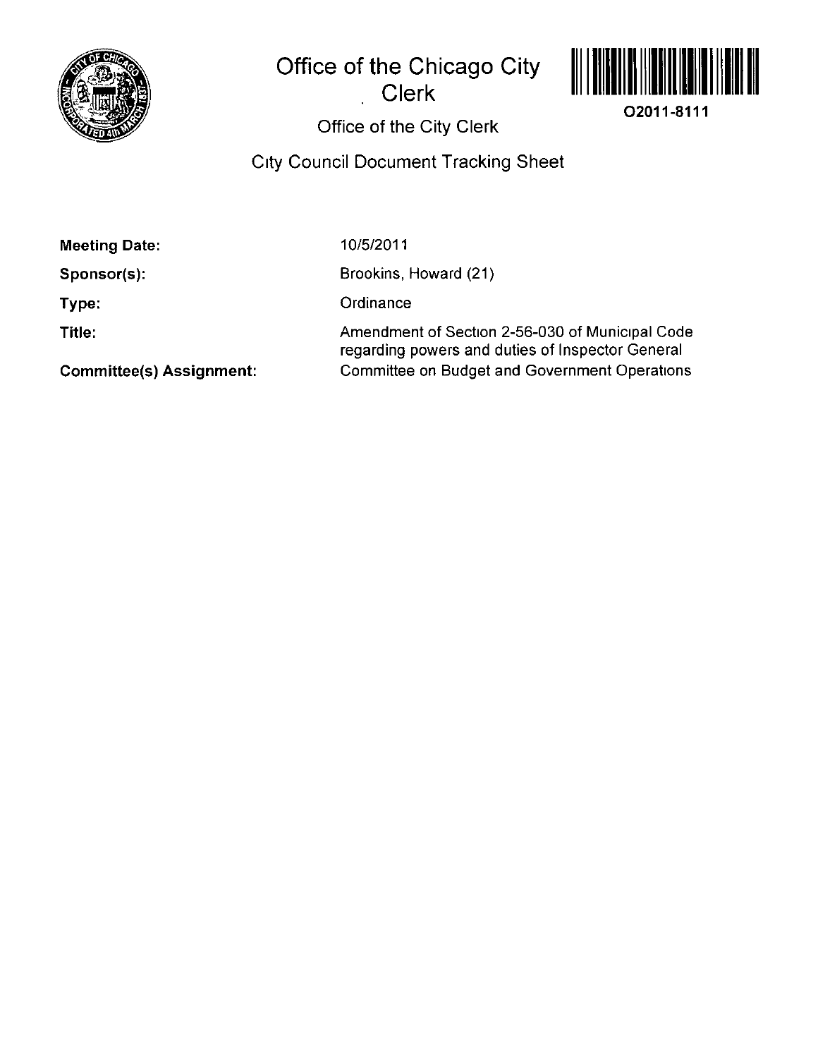# Office of the Chicago City Clerk

O2011-8111

## Office of the City Clerk

## City Council Document Tracking Sheet

**Meeting Date:** 10/5/2011

**Sponsor(s):** Brookins, Howard (21)

**Type:** Ordinance

**Title:** Amendment of Section 2-56-030 of Municipal Code regarding powers and duties of Inspector General

**Committee(s) Assignment:** Committee on Budget and Government Operations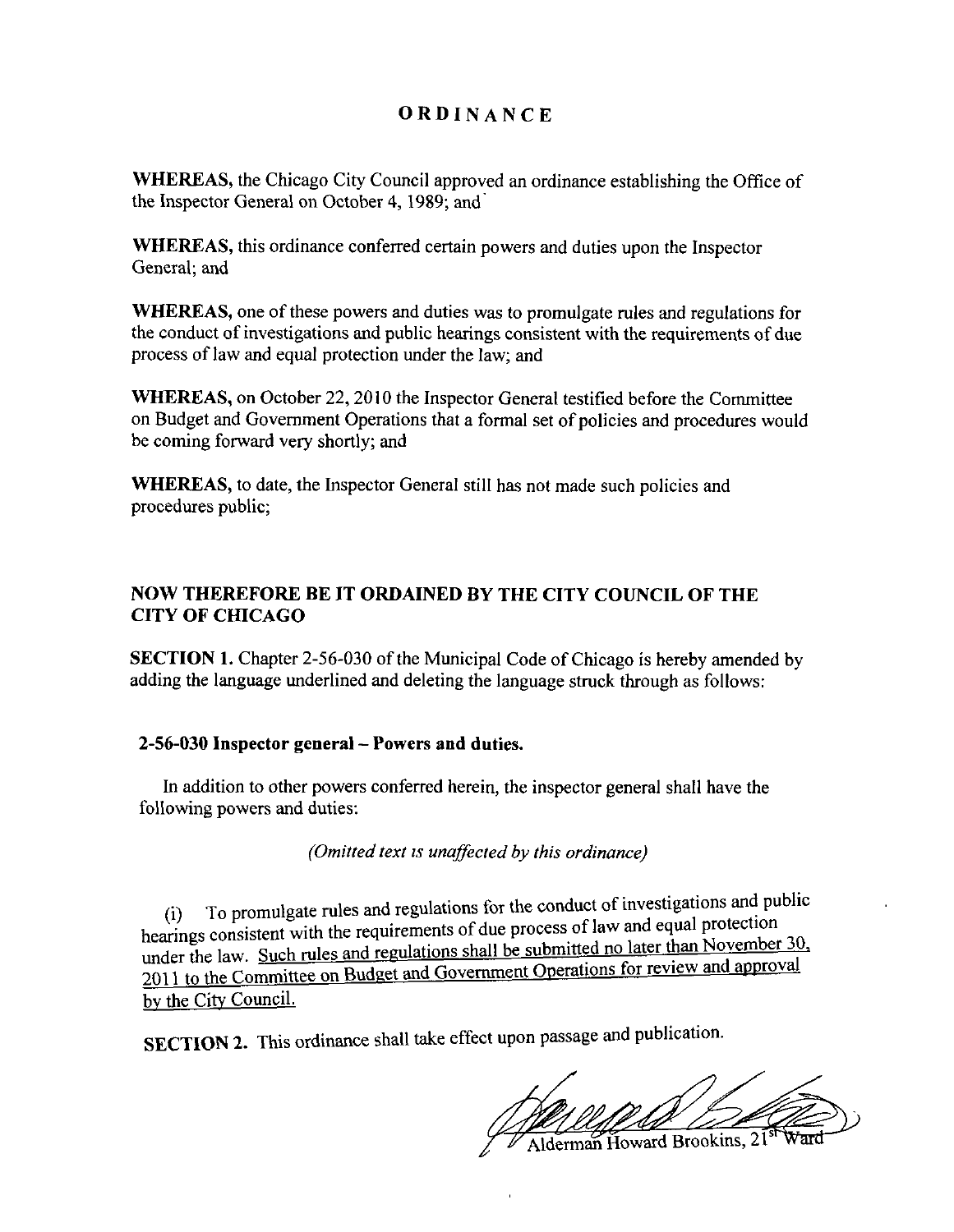# ORDINANCE

**WHEREAS,** the Chicago City Council approved an ordinance establishing the Office of the Inspector General on October 4, 1989; and

**WHEREAS,** this ordinance conferred certain powers and duties upon the Inspector General; and

**WHEREAS,** one of these powers and duties was to promulgate rules and regulations for the conduct of investigations and public hearings consistent with the requirements of due process of law and equal protection under the law; and

**WHEREAS,** on October 22, 2010 the Inspector General testified before the Committee on Budget and Government Operations that a formal set of policies and procedures would be coming forward very shortly; and

**WHEREAS,** to date, the Inspector General still has not made such policies and procedures public;

**NOW THEREFORE BE IT ORDAINED BY THE CITY COUNCIL OF THE CITY OF CHICAGO**

**SECTION 1.** Chapter 2-56-030 of the Municipal Code of Chicago is hereby amended by adding the language underlined and deleting the language struck through as follows:

**2-56-030 Inspector general – Powers and duties.**

In addition to other powers conferred herein, the inspector general shall have the following powers and duties:

*(Omitted text is unaffected by this ordinance)*

(i) To promulgate rules and regulations for the conduct of investigations and public hearings consistent with the requirements of due process of law and equal protection under the law. <u>Such rules and regulations shall be submitted no later than November 30, 2011 to the Committee on Budget and Government Operations for review and approval by the City Council.</u>

**SECTION 2.** This ordinance shall take effect upon passage and publication.

Alderman Howard Brookins, 21st Ward